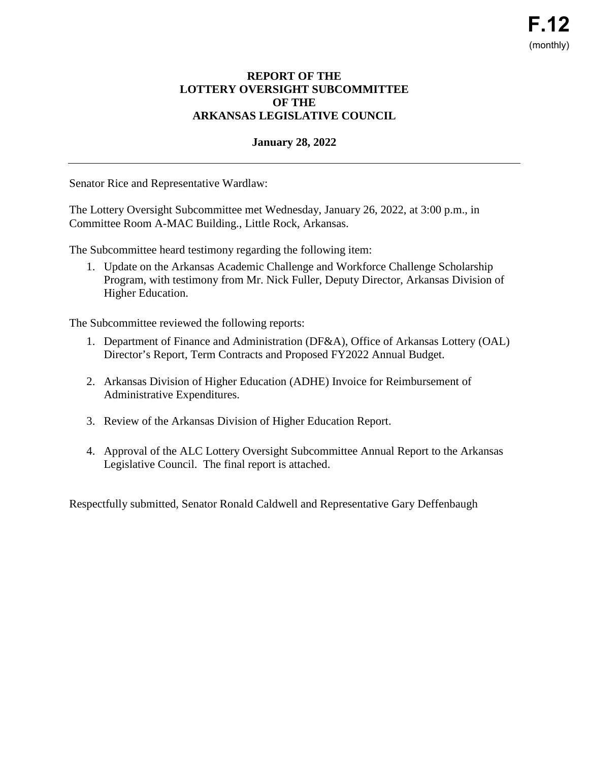**F.12**
(monthly)

# REPORT OF THE LOTTERY OVERSIGHT SUBCOMMITTEE OF THE ARKANSAS LEGISLATIVE COUNCIL

**January 28, 2022**

---

Senator Rice and Representative Wardlaw:

The Lottery Oversight Subcommittee met Wednesday, January 26, 2022, at 3:00 p.m., in Committee Room A-MAC Building., Little Rock, Arkansas.

The Subcommittee heard testimony regarding the following item:

1. Update on the Arkansas Academic Challenge and Workforce Challenge Scholarship Program, with testimony from Mr. Nick Fuller, Deputy Director, Arkansas Division of Higher Education.

The Subcommittee reviewed the following reports:

1. Department of Finance and Administration (DF&A), Office of Arkansas Lottery (OAL) Director's Report, Term Contracts and Proposed FY2022 Annual Budget.

2. Arkansas Division of Higher Education (ADHE) Invoice for Reimbursement of Administrative Expenditures.

3. Review of the Arkansas Division of Higher Education Report.

4. Approval of the ALC Lottery Oversight Subcommittee Annual Report to the Arkansas Legislative Council. The final report is attached.

Respectfully submitted, Senator Ronald Caldwell and Representative Gary Deffenbaugh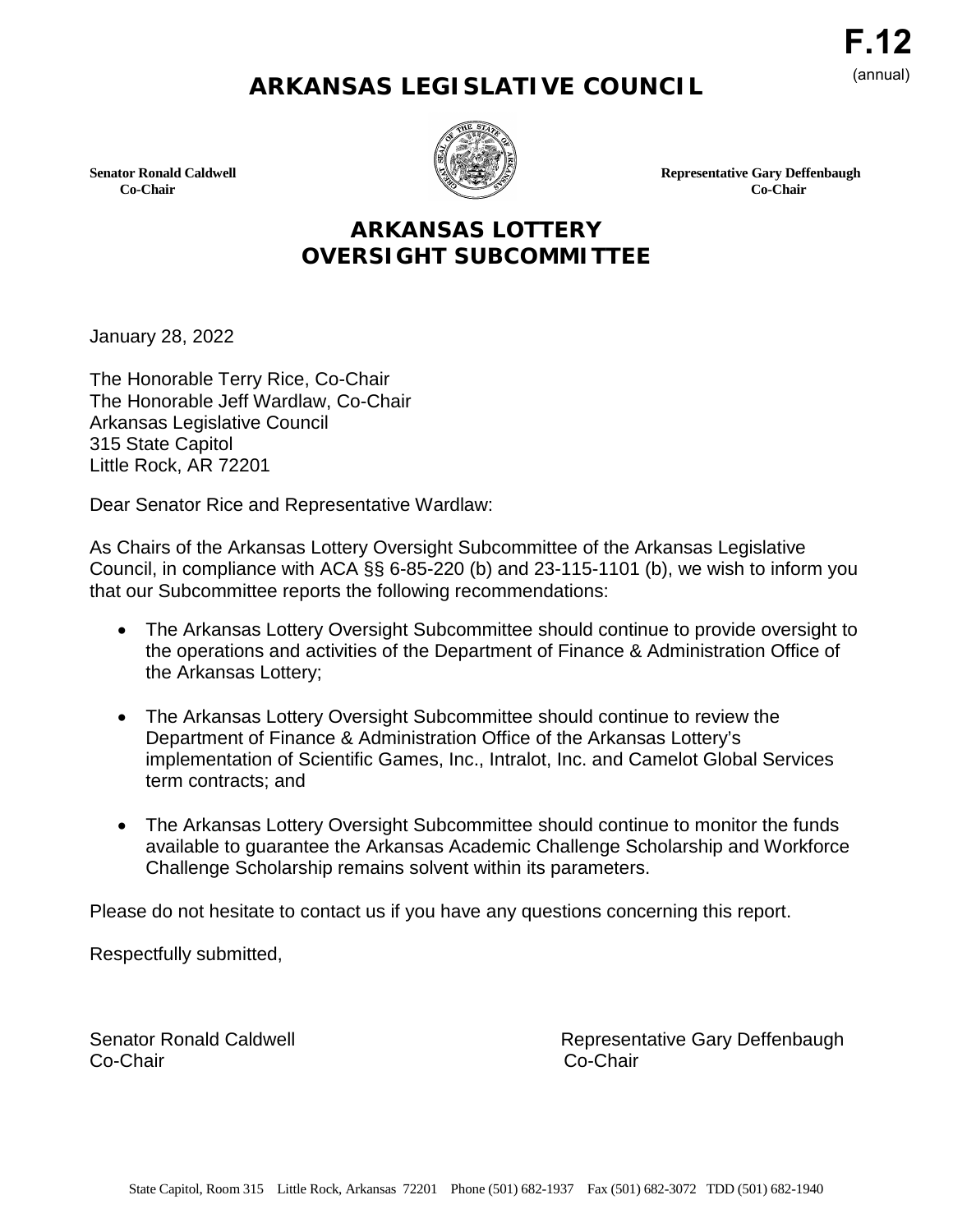**F.12**
(annual)

# ARKANSAS LEGISLATIVE COUNCIL

**Senator Ronald Caldwell**
**Co-Chair**

**Representative Gary Deffenbaugh**
**Co-Chair**

## ARKANSAS LOTTERY OVERSIGHT SUBCOMMITTEE

January 28, 2022

The Honorable Terry Rice, Co-Chair
The Honorable Jeff Wardlaw, Co-Chair
Arkansas Legislative Council
315 State Capitol
Little Rock, AR 72201

Dear Senator Rice and Representative Wardlaw:

As Chairs of the Arkansas Lottery Oversight Subcommittee of the Arkansas Legislative Council, in compliance with ACA §§ 6-85-220 (b) and 23-115-1101 (b), we wish to inform you that our Subcommittee reports the following recommendations:

- The Arkansas Lottery Oversight Subcommittee should continue to provide oversight to the operations and activities of the Department of Finance & Administration Office of the Arkansas Lottery;
- The Arkansas Lottery Oversight Subcommittee should continue to review the Department of Finance & Administration Office of the Arkansas Lottery's implementation of Scientific Games, Inc., Intralot, Inc. and Camelot Global Services term contracts; and
- The Arkansas Lottery Oversight Subcommittee should continue to monitor the funds available to guarantee the Arkansas Academic Challenge Scholarship and Workforce Challenge Scholarship remains solvent within its parameters.

Please do not hesitate to contact us if you have any questions concerning this report.

Respectfully submitted,

Senator Ronald Caldwell
Co-Chair

Representative Gary Deffenbaugh
Co-Chair

State Capitol, Room 315 Little Rock, Arkansas 72201 Phone (501) 682-1937 Fax (501) 682-3072 TDD (501) 682-1940